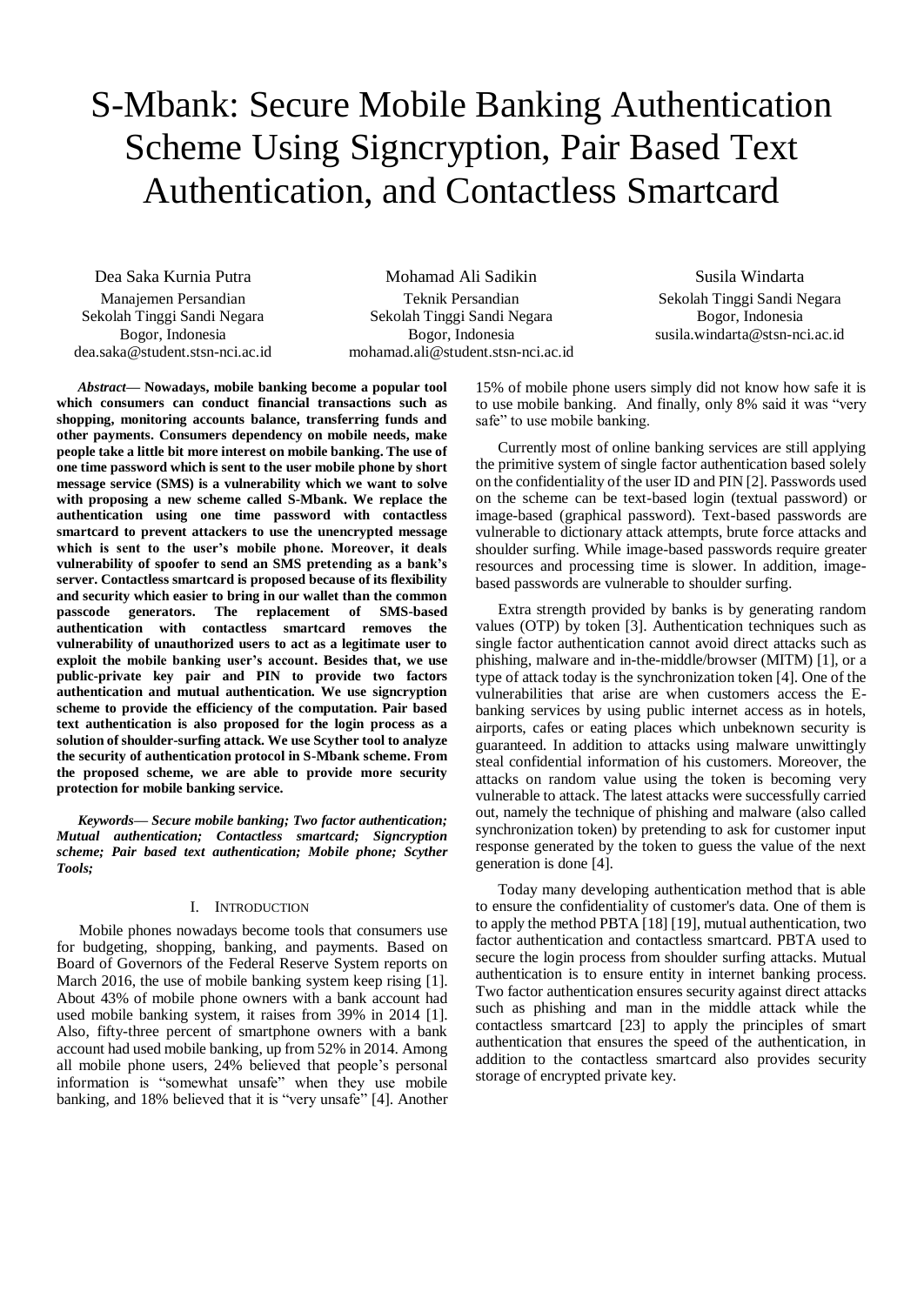# S-Mbank: Secure Mobile Banking Authentication Scheme Using Signcryption, Pair Based Text Authentication, and Contactless Smartcard

Dea Saka Kurnia Putra
Manajemen Persandian
Sekolah Tinggi Sandi Negara
Bogor, Indonesia
dea.saka@student.stsn-nci.ac.id

Mohamad Ali Sadikin
Teknik Persandian
Sekolah Tinggi Sandi Negara
Bogor, Indonesia
mohamad.ali@student.stsn-nci.ac.id

Susila Windarta
Sekolah Tinggi Sandi Negara
Bogor, Indonesia
susila.windarta@stsn-nci.ac.id

***Abstract*— Nowadays, mobile banking become a popular tool which consumers can conduct financial transactions such as shopping, monitoring accounts balance, transferring funds and other payments. Consumers dependency on mobile needs, make people take a little bit more interest on mobile banking. The use of one time password which is sent to the user mobile phone by short message service (SMS) is a vulnerability which we want to solve with proposing a new scheme called S-Mbank. We replace the authentication using one time password with contactless smartcard to prevent attackers to use the unencrypted message which is sent to the user's mobile phone. Moreover, it deals vulnerability of spoofer to send an SMS pretending as a bank's server. Contactless smartcard is proposed because of its flexibility and security which easier to bring in our wallet than the common passcode generators. The replacement of SMS-based authentication with contactless smartcard removes the vulnerability of unauthorized users to act as a legitimate user to exploit the mobile banking user's account. Besides that, we use public-private key pair and PIN to provide two factors authentication and mutual authentication. We use signcryption scheme to provide the efficiency of the computation. Pair based text authentication is also proposed for the login process as a solution of shoulder-surfing attack. We use Scyther tool to analyze the security of authentication protocol in S-Mbank scheme. From the proposed scheme, we are able to provide more security protection for mobile banking service.**

***Keywords*— *Secure mobile banking; Two factor authentication; Mutual authentication; Contactless smartcard; Signcryption scheme; Pair based text authentication; Mobile phone; Scyther Tools;***

## I. Introduction

Mobile phones nowadays become tools that consumers use for budgeting, shopping, banking, and payments. Based on Board of Governors of the Federal Reserve System reports on March 2016, the use of mobile banking system keep rising [1]. About 43% of mobile phone owners with a bank account had used mobile banking system, it raises from 39% in 2014 [1]. Also, fifty-three percent of smartphone owners with a bank account had used mobile banking, up from 52% in 2014. Among all mobile phone users, 24% believed that people's personal information is "somewhat unsafe" when they use mobile banking, and 18% believed that it is "very unsafe" [4]. Another 15% of mobile phone users simply did not know how safe it is to use mobile banking. And finally, only 8% said it was "very safe" to use mobile banking.

Currently most of online banking services are still applying the primitive system of single factor authentication based solely on the confidentiality of the user ID and PIN [2]. Passwords used on the scheme can be text-based login (textual password) or image-based (graphical password). Text-based passwords are vulnerable to dictionary attack attempts, brute force attacks and shoulder surfing. While image-based passwords require greater resources and processing time is slower. In addition, image-based passwords are vulnerable to shoulder surfing.

Extra strength provided by banks is by generating random values (OTP) by token [3]. Authentication techniques such as single factor authentication cannot avoid direct attacks such as phishing, malware and in-the-middle/browser (MITM) [1], or a type of attack today is the synchronization token [4]. One of the vulnerabilities that arise are when customers access the E-banking services by using public internet access as in hotels, airports, cafes or eating places which unbeknown security is guaranteed. In addition to attacks using malware unwittingly steal confidential information of his customers. Moreover, the attacks on random value using the token is becoming very vulnerable to attack. The latest attacks were successfully carried out, namely the technique of phishing and malware (also called synchronization token) by pretending to ask for customer input response generated by the token to guess the value of the next generation is done [4].

Today many developing authentication method that is able to ensure the confidentiality of customer's data. One of them is to apply the method PBTA [18] [19], mutual authentication, two factor authentication and contactless smartcard. PBTA used to secure the login process from shoulder surfing attacks. Mutual authentication is to ensure entity in internet banking process. Two factor authentication ensures security against direct attacks such as phishing and man in the middle attack while the contactless smartcard [23] to apply the principles of smart authentication that ensures the speed of the authentication, in addition to the contactless smartcard also provides security storage of encrypted private key.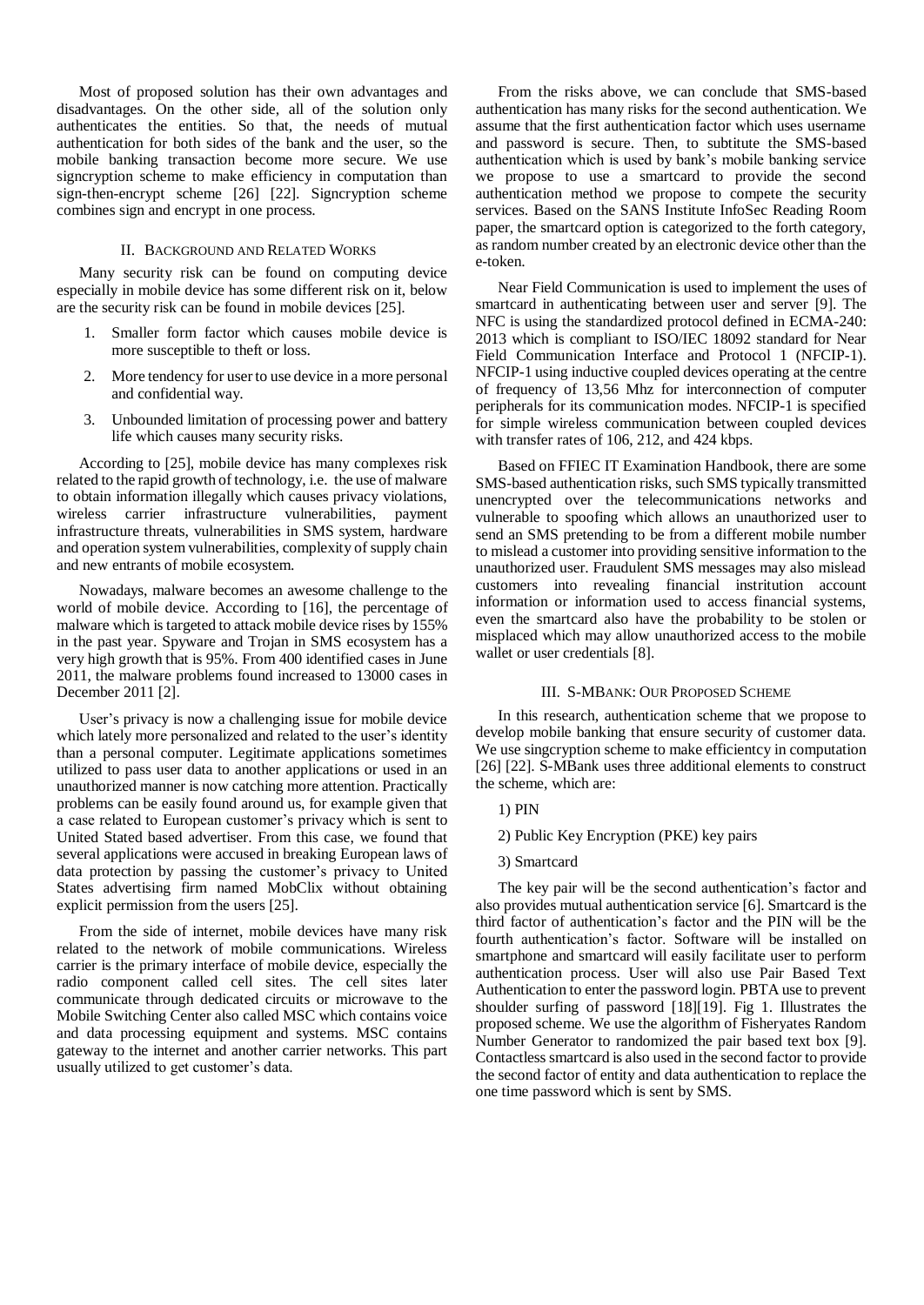Most of proposed solution has their own advantages and disadvantages. On the other side, all of the solution only authenticates the entities. So that, the needs of mutual authentication for both sides of the bank and the user, so the mobile banking transaction become more secure. We use signcryption scheme to make efficiency in computation than sign-then-encrypt scheme [26] [22]. Signcryption scheme combines sign and encrypt in one process.

## II. Background and Related Works

Many security risk can be found on computing device especially in mobile device has some different risk on it, below are the security risk can be found in mobile devices [25].

1. Smaller form factor which causes mobile device is more susceptible to theft or loss.
2. More tendency for user to use device in a more personal and confidential way.
3. Unbounded limitation of processing power and battery life which causes many security risks.

According to [25], mobile device has many complexes risk related to the rapid growth of technology, i.e. the use of malware to obtain information illegally which causes privacy violations, wireless carrier infrastructure vulnerabilities, payment infrastructure threats, vulnerabilities in SMS system, hardware and operation system vulnerabilities, complexity of supply chain and new entrants of mobile ecosystem.

Nowadays, malware becomes an awesome challenge to the world of mobile device. According to [16], the percentage of malware which is targeted to attack mobile device rises by 155% in the past year. Spyware and Trojan in SMS ecosystem has a very high growth that is 95%. From 400 identified cases in June 2011, the malware problems found increased to 13000 cases in December 2011 [2].

User's privacy is now a challenging issue for mobile device which lately more personalized and related to the user's identity than a personal computer. Legitimate applications sometimes utilized to pass user data to another applications or used in an unauthorized manner is now catching more attention. Practically problems can be easily found around us, for example given that a case related to European customer's privacy which is sent to United Stated based advertiser. From this case, we found that several applications were accused in breaking European laws of data protection by passing the customer's privacy to United States advertising firm named MobClix without obtaining explicit permission from the users [25].

From the side of internet, mobile devices have many risk related to the network of mobile communications. Wireless carrier is the primary interface of mobile device, especially the radio component called cell sites. The cell sites later communicate through dedicated circuits or microwave to the Mobile Switching Center also called MSC which contains voice and data processing equipment and systems. MSC contains gateway to the internet and another carrier networks. This part usually utilized to get customer's data.

From the risks above, we can conclude that SMS-based authentication has many risks for the second authentication. We assume that the first authentication factor which uses username and password is secure. Then, to subtitute the SMS-based authentication which is used by bank's mobile banking service we propose to use a smartcard to provide the second authentication method we propose to compete the security services. Based on the SANS Institute InfoSec Reading Room paper, the smartcard option is categorized to the forth category, as random number created by an electronic device other than the e-token.

Near Field Communication is used to implement the uses of smartcard in authenticating between user and server [9]. The NFC is using the standardized protocol defined in ECMA-240: 2013 which is compliant to ISO/IEC 18092 standard for Near Field Communication Interface and Protocol 1 (NFCIP-1). NFCIP-1 using inductive coupled devices operating at the centre of frequency of 13,56 Mhz for interconnection of computer peripherals for its communication modes. NFCIP-1 is specified for simple wireless communication between coupled devices with transfer rates of 106, 212, and 424 kbps.

Based on FFIEC IT Examination Handbook, there are some SMS-based authentication risks, such SMS typically transmitted unencrypted over the telecommunications networks and vulnerable to spoofing which allows an unauthorized user to send an SMS pretending to be from a different mobile number to mislead a customer into providing sensitive information to the unauthorized user. Fraudulent SMS messages may also mislead customers into revealing financial instritution account information or information used to access financial systems, even the smartcard also have the probability to be stolen or misplaced which may allow unauthorized access to the mobile wallet or user credentials [8].

## III. S-MBank: Our Proposed Scheme

In this research, authentication scheme that we propose to develop mobile banking that ensure security of customer data. We use singcryption scheme to make efficientcy in computation [26] [22]. S-MBank uses three additional elements to construct the scheme, which are:

1) PIN

2) Public Key Encryption (PKE) key pairs

3) Smartcard

The key pair will be the second authentication's factor and also provides mutual authentication service [6]. Smartcard is the third factor of authentication's factor and the PIN will be the fourth authentication's factor. Software will be installed on smartphone and smartcard will easily facilitate user to perform authentication process. User will also use Pair Based Text Authentication to enter the password login. PBTA use to prevent shoulder surfing of password [18][19]. Fig 1. Illustrates the proposed scheme. We use the algorithm of Fisheryates Random Number Generator to randomized the pair based text box [9]. Contactless smartcard is also used in the second factor to provide the second factor of entity and data authentication to replace the one time password which is sent by SMS.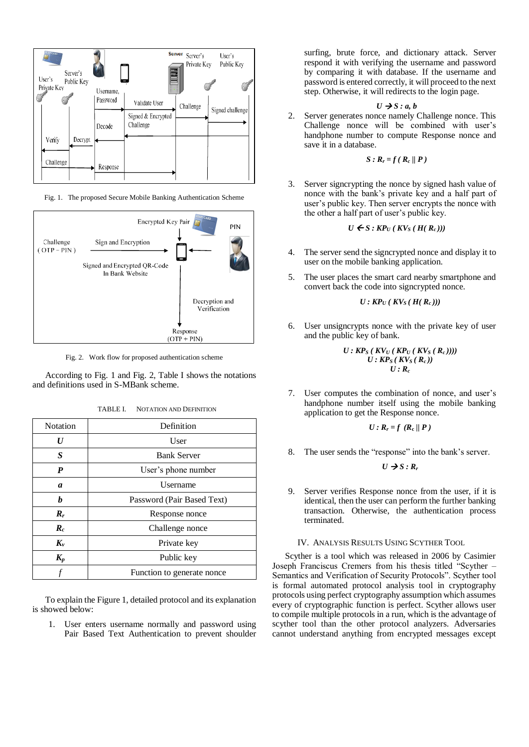Fig. 1. The proposed Secure Mobile Banking Authentication Scheme

Fig. 2. Work flow for proposed authentication scheme

According to Fig. 1 and Fig. 2, Table I shows the notations and definitions used in S-MBank scheme.

TABLE I. NOTATION AND DEFINITION

| Notation | Definition |
|---|---|
| $U$ | User |
| $S$ | Bank Server |
| $P$ | User's phone number |
| $a$ | Username |
| $b$ | Password (Pair Based Text) |
| $R_r$ | Response nonce |
| $R_c$ | Challenge nonce |
| $K_v$ | Private key |
| $K_p$ | Public key |
| $f$ | Function to generate nonce |

To explain the Figure 1, detailed protocol and its explanation is showed below:

1. User enters username normally and password using Pair Based Text Authentication to prevent shoulder surfing, brute force, and dictionary attack. Server respond it with verifying the username and password by comparing it with database. If the username and password is entered correctly, it will proceed to the next step. Otherwise, it will redirects to the login page.

$$U \rightarrow S : a, b$$

2. Server generates nonce namely Challenge nonce. This Challenge nonce will be combined with user's handphone number to compute Response nonce and save it in a database.

$$S : R_r = f\,( R_c \,||\, P )$$

3. Server signcrypting the nonce by signed hash value of nonce with the bank's private key and a half part of user's public key. Then server encrypts the nonce with the other a half part of user's public key.

$$U \leftarrow S : KP_U\,( KV_S\,( H( R_c )))$$

4. The server send the signcrypted nonce and display it to user on the mobile banking application.

5. The user places the smart card nearby smartphone and convert back the code into signcrypted nonce.

$$U : KP_U\,( KV_S\,( H( R_c )))$$

6. User unsigncrypts nonce with the private key of user and the public key of bank.

$$U : KP_S\,( KV_U\,( KP_U\,( KV_S\,( R_c ))))$$
$$U : KP_S\,( KV_S\,( R_c ))$$
$$U : R_c$$

7. User computes the combination of nonce, and user's handphone number itself using the mobile banking application to get the Response nonce.

$$U : R_r = f\,\,(R_c \,||\, P\,)$$

8. The user sends the "response" into the bank's server.

$$U \rightarrow S : R_r$$

9. Server verifies Response nonce from the user, if it is identical, then the user can perform the further banking transaction. Otherwise, the authentication process terminated.

## IV. ANALYSIS RESULTS USING SCYTHER TOOL

Scyther is a tool which was released in 2006 by Casimier Joseph Franciscus Cremers from his thesis titled "Scyther – Semantics and Verification of Security Protocols". Scyther tool is formal automated protocol analysis tool in cryptography protocols using perfect cryptography assumption which assumes every of cryptographic function is perfect. Scyther allows user to compile multiple protocols in a run, which is the advantage of scyther tool than the other protocol analyzers. Adversaries cannot understand anything from encrypted messages except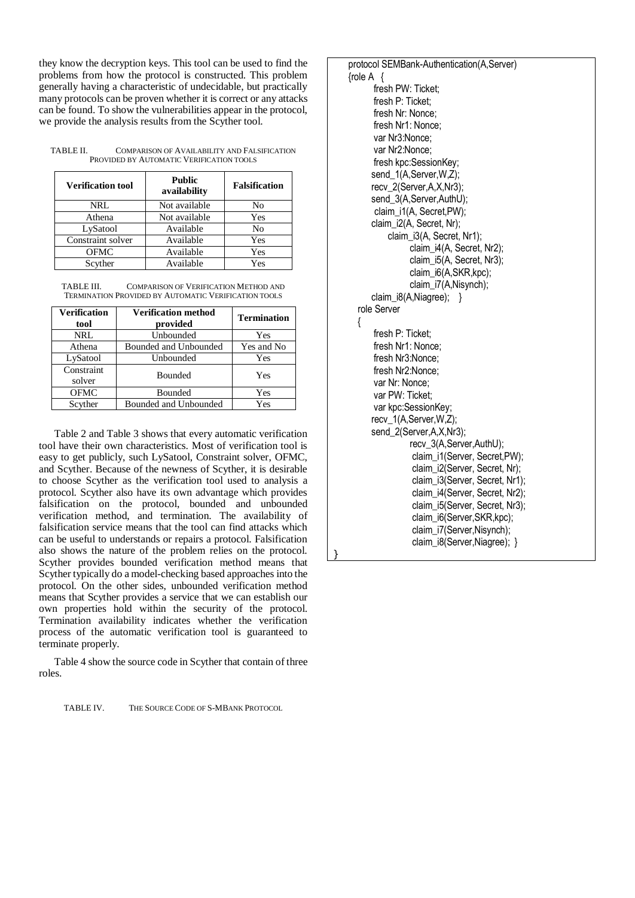they know the decryption keys. This tool can be used to find the problems from how the protocol is constructed. This problem generally having a characteristic of undecidable, but practically many protocols can be proven whether it is correct or any attacks can be found. To show the vulnerabilities appear in the protocol, we provide the analysis results from the Scyther tool.

TABLE II. COMPARISON OF AVAILABILITY AND FALSIFICATION PROVIDED BY AUTOMATIC VERIFICATION TOOLS

| Verification tool | Public availability | Falsification |
|---|---|---|
| NRL | Not available | No |
| Athena | Not available | Yes |
| LySatool | Available | No |
| Constraint solver | Available | Yes |
| OFMC | Available | Yes |
| Scyther | Available | Yes |

TABLE III. COMPARISON OF VERIFICATION METHOD AND TERMINATION PROVIDED BY AUTOMATIC VERIFICATION TOOLS

| Verification tool | Verification method provided | Termination |
|---|---|---|
| NRL | Unbounded | Yes |
| Athena | Bounded and Unbounded | Yes and No |
| LySatool | Unbounded | Yes |
| Constraint solver | Bounded | Yes |
| OFMC | Bounded | Yes |
| Scyther | Bounded and Unbounded | Yes |

Table 2 and Table 3 shows that every automatic verification tool have their own characteristics. Most of verification tool is easy to get publicly, such LySatool, Constraint solver, OFMC, and Scyther. Because of the newness of Scyther, it is desirable to choose Scyther as the verification tool used to analysis a protocol. Scyther also have its own advantage which provides falsification on the protocol, bounded and unbounded verification method, and termination. The availability of falsification service means that the tool can find attacks which can be useful to understands or repairs a protocol. Falsification also shows the nature of the problem relies on the protocol. Scyther provides bounded verification method means that Scyther typically do a model-checking based approaches into the protocol. On the other sides, unbounded verification method means that Scyther provides a service that we can establish our own properties hold within the security of the protocol. Termination availability indicates whether the verification process of the automatic verification tool is guaranteed to terminate properly.

Table 4 show the source code in Scyther that contain of three roles.

TABLE IV. THE SOURCE CODE OF S-MBANK PROTOCOL

```
protocol SEMBank-Authentication(A,Server)
{role A {
      fresh PW: Ticket;
      fresh P: Ticket;
      fresh Nr: Nonce;
      fresh Nr1: Nonce;
      var Nr3:Nonce;
      var Nr2:Nonce;
      fresh kpc:SessionKey;
     send_1(A,Server,W,Z);
     recv_2(Server,A,X,Nr3);
     send_3(A,Server,AuthU);
      claim_i1(A, Secret,PW);
     claim_i2(A, Secret, Nr);
          claim_i3(A, Secret, Nr1);
               claim_i4(A, Secret, Nr2);
               claim_i5(A, Secret, Nr3);
               claim_i6(A,SKR,kpc);
               claim_i7(A,Nisynch);
     claim_i8(A,Niagree);   }
  role Server
  {
      fresh P: Ticket;
      fresh Nr1: Nonce;
      fresh Nr3:Nonce;
      fresh Nr2:Nonce;
      var Nr: Nonce;
      var PW: Ticket;
      var kpc:SessionKey;
     recv_1(A,Server,W,Z);
     send_2(Server,A,X,Nr3);
               recv_3(A,Server,AuthU);
                claim_i1(Server, Secret,PW);
                claim_i2(Server, Secret, Nr);
                claim_i3(Server, Secret, Nr1);
                claim_i4(Server, Secret, Nr2);
                claim_i5(Server, Secret, Nr3);
                claim_i6(Server,SKR,kpc);
                claim_i7(Server,Nisynch);
                claim_i8(Server,Niagree); }
}
```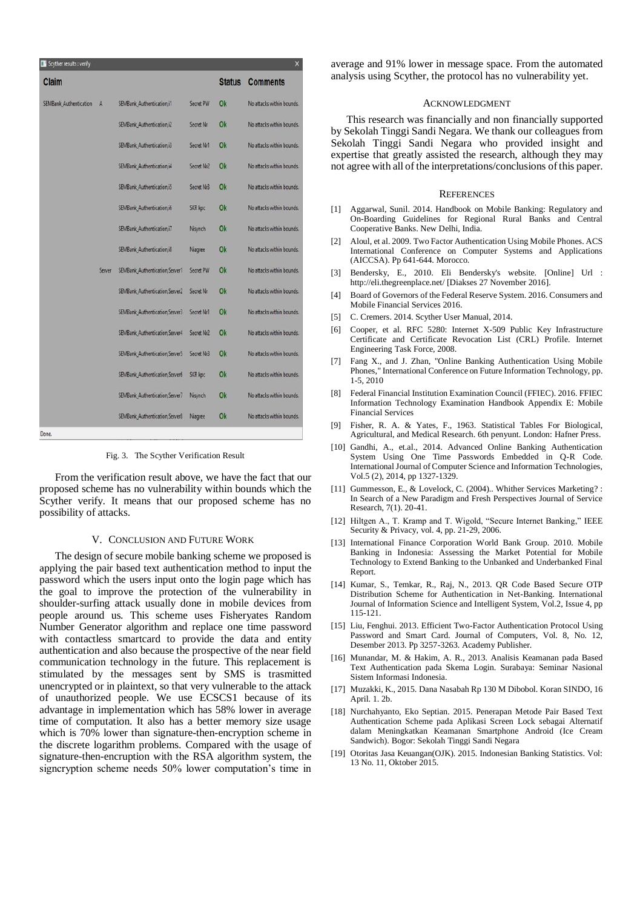| Claim | | | | Status | Comments |
|---|---|---|---|---|---|
| SEMBank_Authentication | A | SEMBank_Authentication,i1 | Secret PW | Ok | No attacks within bounds. |
| | | SEMBank_Authentication,i2 | Secret Nr | Ok | No attacks within bounds. |
| | | SEMBank_Authentication,i3 | Secret Nr1 | Ok | No attacks within bounds. |
| | | SEMBank_Authentication,i4 | Secret Nr2 | Ok | No attacks within bounds. |
| | | SEMBank_Authentication,i5 | Secret Nr3 | Ok | No attacks within bounds. |
| | | SEMBank_Authentication,i6 | SKR kpc | Ok | No attacks within bounds. |
| | | SEMBank_Authentication,i7 | Nisynch | Ok | No attacks within bounds. |
| | | SEMBank_Authentication,i8 | Niagree | Ok | No attacks within bounds. |
| | Server | SEMBank_Authentication,Server1 | Secret PW | Ok | No attacks within bounds. |
| | | SEMBank_Authentication,Server2 | Secret Nr | Ok | No attacks within bounds. |
| | | SEMBank_Authentication,Server3 | Secret Nr1 | Ok | No attacks within bounds. |
| | | SEMBank_Authentication,Server4 | Secret Nr2 | Ok | No attacks within bounds. |
| | | SEMBank_Authentication,Server5 | Secret Nr3 | Ok | No attacks within bounds. |
| | | SEMBank_Authentication,Server6 | SKR kpc | Ok | No attacks within bounds. |
| | | SEMBank_Authentication,Server7 | Nisynch | Ok | No attacks within bounds. |
| | | SEMBank_Authentication,Server8 | Niagree | Ok | No attacks within bounds. |

Fig. 3. The Scyther Verification Result

From the verification result above, we have the fact that our proposed scheme has no vulnerability within bounds which the Scyther verify. It means that our proposed scheme has no possibility of attacks.

## V. Conclusion and Future Work

The design of secure mobile banking scheme we proposed is applying the pair based text authentication method to input the password which the users input onto the login page which has the goal to improve the protection of the vulnerability in shoulder-surfing attack usually done in mobile devices from people around us. This scheme uses Fisheryates Random Number Generator algorithm and replace one time password with contactless smartcard to provide the data and entity authentication and also because the prospective of the near field communication technology in the future. This replacement is stimulated by the messages sent by SMS is trasmitted unencrypted or in plaintext, so that very vulnerable to the attack of unauthorized people. We use ECSCS1 because of its advantage in implementation which has 58% lower in average time of computation. It also has a better memory size usage which is 70% lower than signature-then-encryption scheme in the discrete logarithm problems. Compared with the usage of signature-then-encruption with the RSA algorithm system, the signcryption scheme needs 50% lower computation's time in average and 91% lower in message space. From the automated analysis using Scyther, the protocol has no vulnerability yet.

## Acknowledgment

This research was financially and non financially supported by Sekolah Tinggi Sandi Negara. We thank our colleagues from Sekolah Tinggi Sandi Negara who provided insight and expertise that greatly assisted the research, although they may not agree with all of the interpretations/conclusions of this paper.

## References

[1] Aggarwal, Sunil. 2014. Handbook on Mobile Banking: Regulatory and On-Boarding Guidelines for Regional Rural Banks and Central Cooperative Banks. New Delhi, India.

[2] Aloul, et al. 2009. Two Factor Authentication Using Mobile Phones. ACS International Conference on Computer Systems and Applications (AICCSA). Pp 641-644. Morocco.

[3] Bendersky, E., 2010. Eli Bendersky's website. [Online] Url : http://eli.thegreenplace.net/ [Diakses 27 November 2016].

[4] Board of Governors of the Federal Reserve System. 2016. Consumers and Mobile Financial Services 2016.

[5] C. Cremers. 2014. Scyther User Manual, 2014.

[6] Cooper, et al. RFC 5280: Internet X-509 Public Key Infrastructure Certificate and Certificate Revocation List (CRL) Profile. Internet Engineering Task Force, 2008.

[7] Fang X., and J. Zhan, "Online Banking Authentication Using Mobile Phones," International Conference on Future Information Technology, pp. 1-5, 2010

[8] Federal Financial Institution Examination Council (FFIEC). 2016. FFIEC Information Technology Examination Handbook Appendix E: Mobile Financial Services

[9] Fisher, R. A. & Yates, F., 1963. Statistical Tables For Biological, Agricultural, and Medical Research. 6th penyunt. London: Hafner Press.

[10] Gandhi, A., et.al., 2014. Advanced Online Banking Authentication System Using One Time Passwords Embedded in Q-R Code. International Journal of Computer Science and Information Technologies, Vol.5 (2), 2014, pp 1327-1329.

[11] Gummesson, E., & Lovelock, C. (2004).. Whither Services Marketing? : In Search of a New Paradigm and Fresh Perspectives Journal of Service Research, 7(1). 20-41.

[12] Hiltgen A., T. Kramp and T. Wigold, "Secure Internet Banking," IEEE Security & Privacy, vol. 4, pp. 21-29, 2006.

[13] International Finance Corporation World Bank Group. 2010. Mobile Banking in Indonesia: Assessing the Market Potential for Mobile Technology to Extend Banking to the Unbanked and Underbanked Final Report.

[14] Kumar, S., Temkar, R., Raj, N., 2013. QR Code Based Secure OTP Distribution Scheme for Authentication in Net-Banking. International Journal of Information Science and Intelligent System, Vol.2, Issue 4, pp 115-121.

[15] Liu, Fenghui. 2013. Efficient Two-Factor Authentication Protocol Using Password and Smart Card. Journal of Computers, Vol. 8, No. 12, Desember 2013. Pp 3257-3263. Academy Publisher.

[16] Munandar, M. & Hakim, A. R., 2013. Analisis Keamanan pada Based Text Authentication pada Skema Login. Surabaya: Seminar Nasional Sistem Informasi Indonesia.

[17] Muzakki, K., 2015. Dana Nasabah Rp 130 M Dibobol. Koran SINDO, 16 April. 1. 2b.

[18] Nurchahyanto, Eko Septian. 2015. Penerapan Metode Pair Based Text Authentication Scheme pada Aplikasi Screen Lock sebagai Alternatif dalam Meningkatkan Keamanan Smartphone Android (Ice Cream Sandwich). Bogor: Sekolah Tinggi Sandi Negara

[19] Otoritas Jasa Keuangan(OJK). 2015. Indonesian Banking Statistics. Vol: 13 No. 11, Oktober 2015.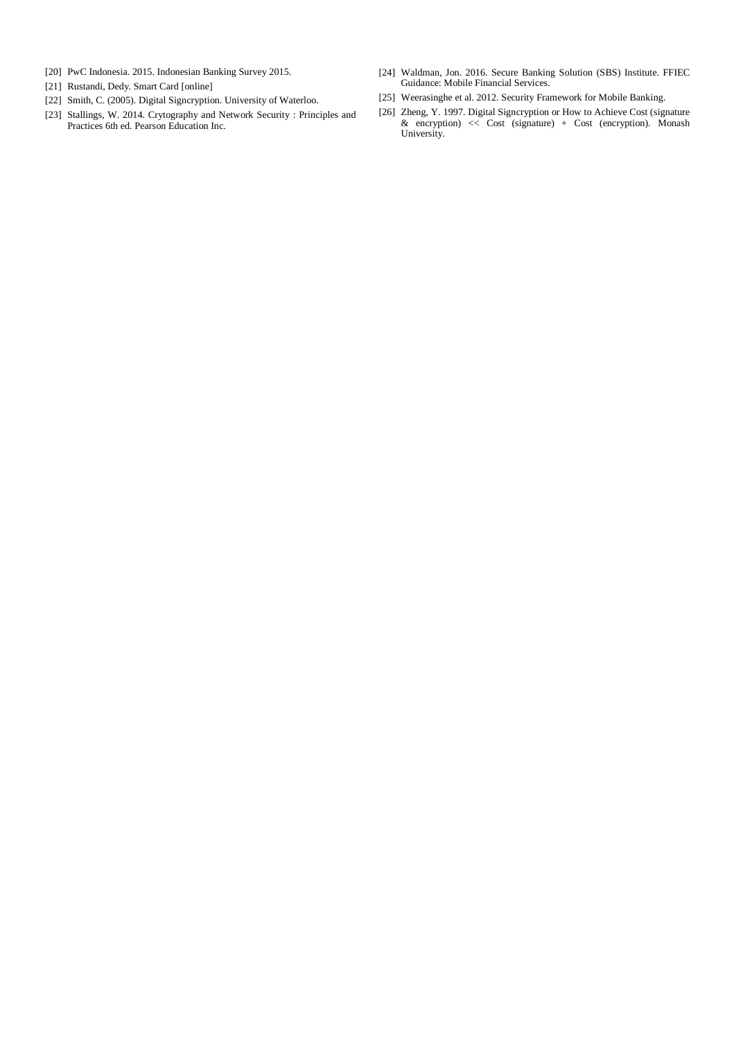[20] PwC Indonesia. 2015. Indonesian Banking Survey 2015.

[21] Rustandi, Dedy. Smart Card [online]

[22] Smith, C. (2005). Digital Signcryption. University of Waterloo.

[23] Stallings, W. 2014. Crytography and Network Security : Principles and Practices 6th ed. Pearson Education Inc.

[24] Waldman, Jon. 2016. Secure Banking Solution (SBS) Institute. FFIEC Guidance: Mobile Financial Services.

[25] Weerasinghe et al. 2012. Security Framework for Mobile Banking.

[26] Zheng, Y. 1997. Digital Signcryption or How to Achieve Cost (signature & encryption) << Cost (signature) + Cost (encryption). Monash University.